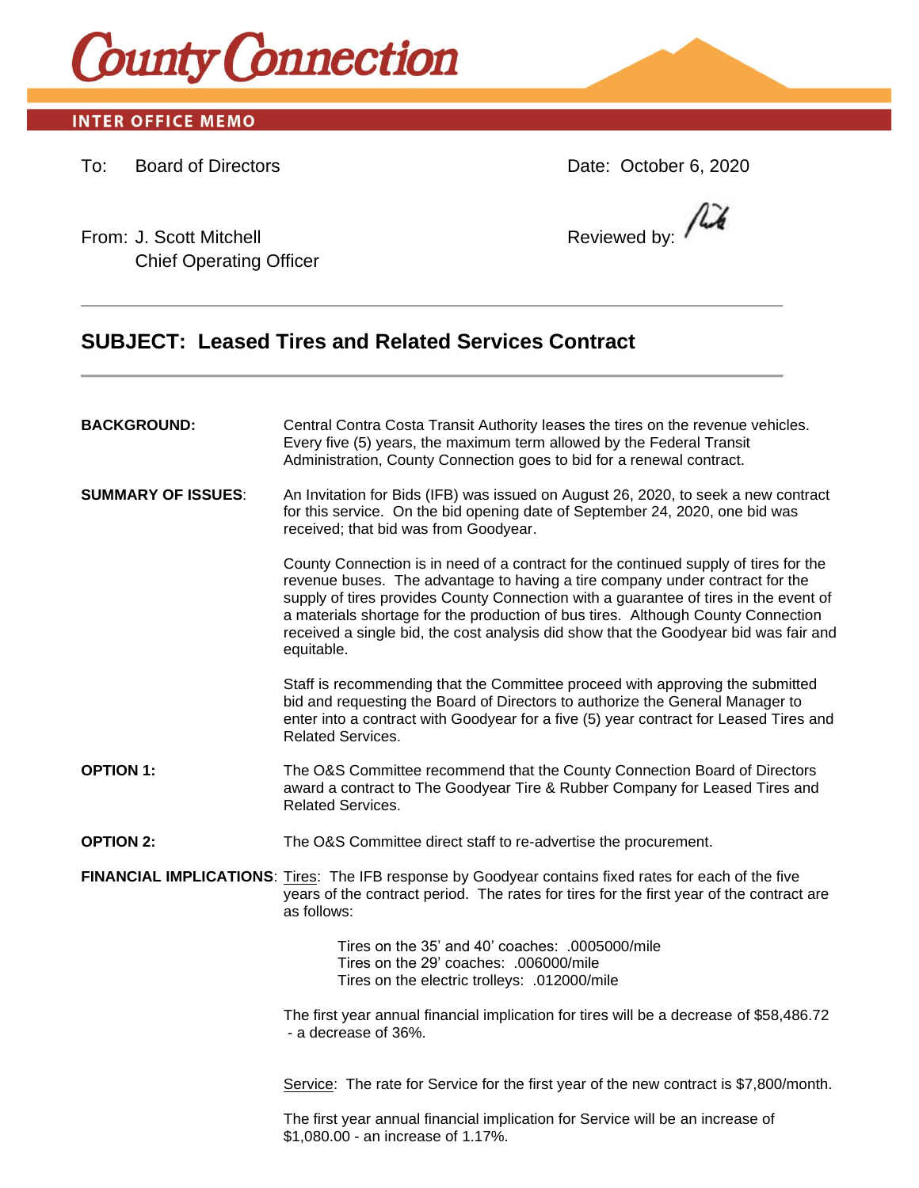# County Connection

**INTER OFFICE MEMO**

To: Board of Directors

Date: October 6, 2020

From: J. Scott Mitchell
Chief Operating Officer

Reviewed by:

---

## SUBJECT: Leased Tires and Related Services Contract

---

**BACKGROUND:** Central Contra Costa Transit Authority leases the tires on the revenue vehicles. Every five (5) years, the maximum term allowed by the Federal Transit Administration, County Connection goes to bid for a renewal contract.

**SUMMARY OF ISSUES:** An Invitation for Bids (IFB) was issued on August 26, 2020, to seek a new contract for this service. On the bid opening date of September 24, 2020, one bid was received; that bid was from Goodyear.

County Connection is in need of a contract for the continued supply of tires for the revenue buses. The advantage to having a tire company under contract for the supply of tires provides County Connection with a guarantee of tires in the event of a materials shortage for the production of bus tires. Although County Connection received a single bid, the cost analysis did show that the Goodyear bid was fair and equitable.

Staff is recommending that the Committee proceed with approving the submitted bid and requesting the Board of Directors to authorize the General Manager to enter into a contract with Goodyear for a five (5) year contract for Leased Tires and Related Services.

**OPTION 1:** The O&S Committee recommend that the County Connection Board of Directors award a contract to The Goodyear Tire & Rubber Company for Leased Tires and Related Services.

**OPTION 2:** The O&S Committee direct staff to re-advertise the procurement.

**FINANCIAL IMPLICATIONS**: Tires: The IFB response by Goodyear contains fixed rates for each of the five years of the contract period. The rates for tires for the first year of the contract are as follows:

Tires on the 35' and 40' coaches: .0005000/mile
Tires on the 29' coaches: .006000/mile
Tires on the electric trolleys: .012000/mile

The first year annual financial implication for tires will be a decrease of $58,486.72 - a decrease of 36%.

Service: The rate for Service for the first year of the new contract is $7,800/month.

The first year annual financial implication for Service will be an increase of $1,080.00 - an increase of 1.17%.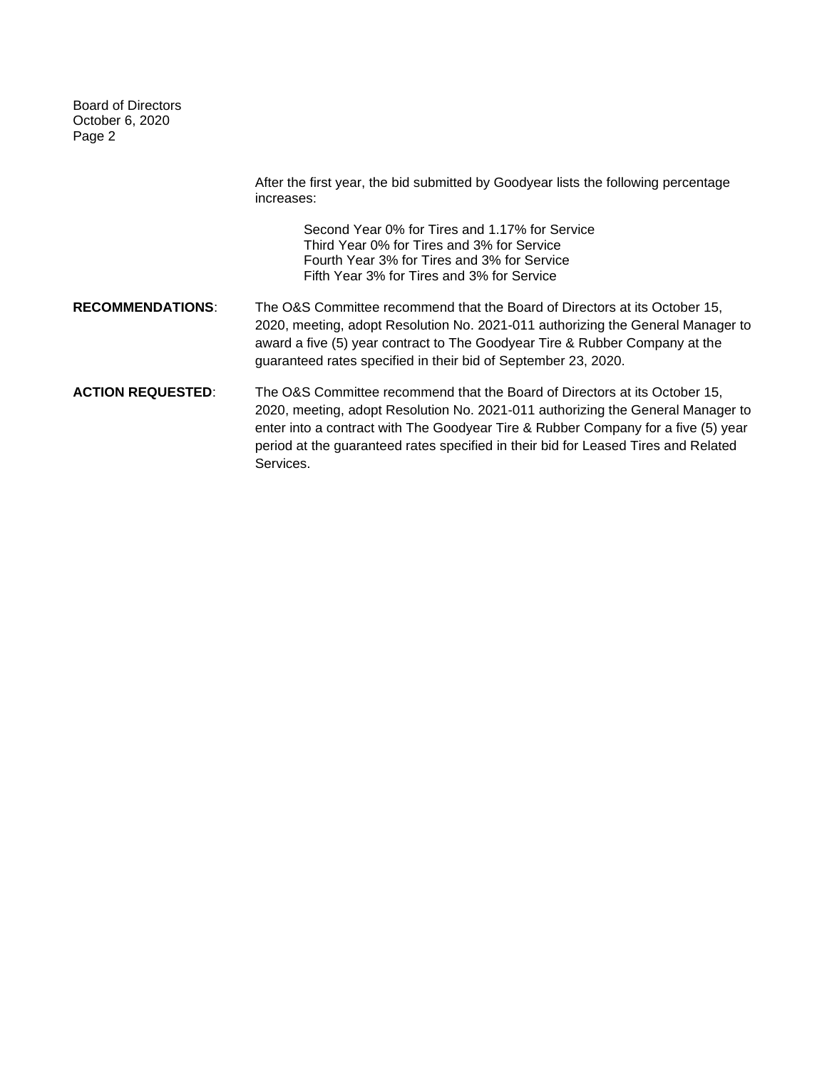After the first year, the bid submitted by Goodyear lists the following percentage increases:

Second Year 0% for Tires and 1.17% for Service
Third Year 0% for Tires and 3% for Service
Fourth Year 3% for Tires and 3% for Service
Fifth Year 3% for Tires and 3% for Service

**RECOMMENDATIONS**: The O&S Committee recommend that the Board of Directors at its October 15, 2020, meeting, adopt Resolution No. 2021-011 authorizing the General Manager to award a five (5) year contract to The Goodyear Tire & Rubber Company at the guaranteed rates specified in their bid of September 23, 2020.

**ACTION REQUESTED**: The O&S Committee recommend that the Board of Directors at its October 15, 2020, meeting, adopt Resolution No. 2021-011 authorizing the General Manager to enter into a contract with The Goodyear Tire & Rubber Company for a five (5) year period at the guaranteed rates specified in their bid for Leased Tires and Related Services.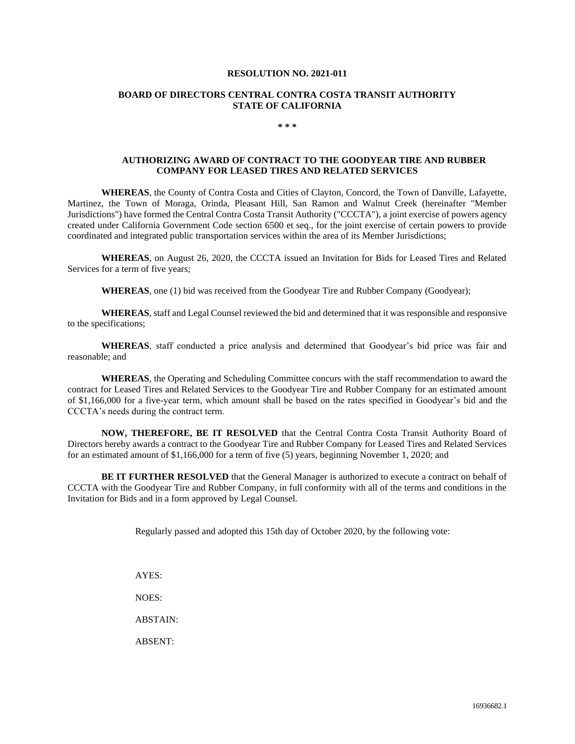**RESOLUTION NO. 2021-011**

**BOARD OF DIRECTORS CENTRAL CONTRA COSTA TRANSIT AUTHORITY STATE OF CALIFORNIA**

**\* \* \***

**AUTHORIZING AWARD OF CONTRACT TO THE GOODYEAR TIRE AND RUBBER COMPANY FOR LEASED TIRES AND RELATED SERVICES**

**WHEREAS**, the County of Contra Costa and Cities of Clayton, Concord, the Town of Danville, Lafayette, Martinez, the Town of Moraga, Orinda, Pleasant Hill, San Ramon and Walnut Creek (hereinafter "Member Jurisdictions") have formed the Central Contra Costa Transit Authority ("CCCTA"), a joint exercise of powers agency created under California Government Code section 6500 et seq., for the joint exercise of certain powers to provide coordinated and integrated public transportation services within the area of its Member Jurisdictions;

**WHEREAS**, on August 26, 2020, the CCCTA issued an Invitation for Bids for Leased Tires and Related Services for a term of five years;

**WHEREAS**, one (1) bid was received from the Goodyear Tire and Rubber Company (Goodyear);

**WHEREAS**, staff and Legal Counsel reviewed the bid and determined that it was responsible and responsive to the specifications;

**WHEREAS**, staff conducted a price analysis and determined that Goodyear's bid price was fair and reasonable; and

**WHEREAS**, the Operating and Scheduling Committee concurs with the staff recommendation to award the contract for Leased Tires and Related Services to the Goodyear Tire and Rubber Company for an estimated amount of $1,166,000 for a five-year term, which amount shall be based on the rates specified in Goodyear's bid and the CCCTA's needs during the contract term.

**NOW, THEREFORE, BE IT RESOLVED** that the Central Contra Costa Transit Authority Board of Directors hereby awards a contract to the Goodyear Tire and Rubber Company for Leased Tires and Related Services for an estimated amount of $1,166,000 for a term of five (5) years, beginning November 1, 2020; and

**BE IT FURTHER RESOLVED** that the General Manager is authorized to execute a contract on behalf of CCCTA with the Goodyear Tire and Rubber Company, in full conformity with all of the terms and conditions in the Invitation for Bids and in a form approved by Legal Counsel.

Regularly passed and adopted this 15th day of October 2020, by the following vote:

AYES:

NOES:

ABSTAIN:

ABSENT:

16936682.1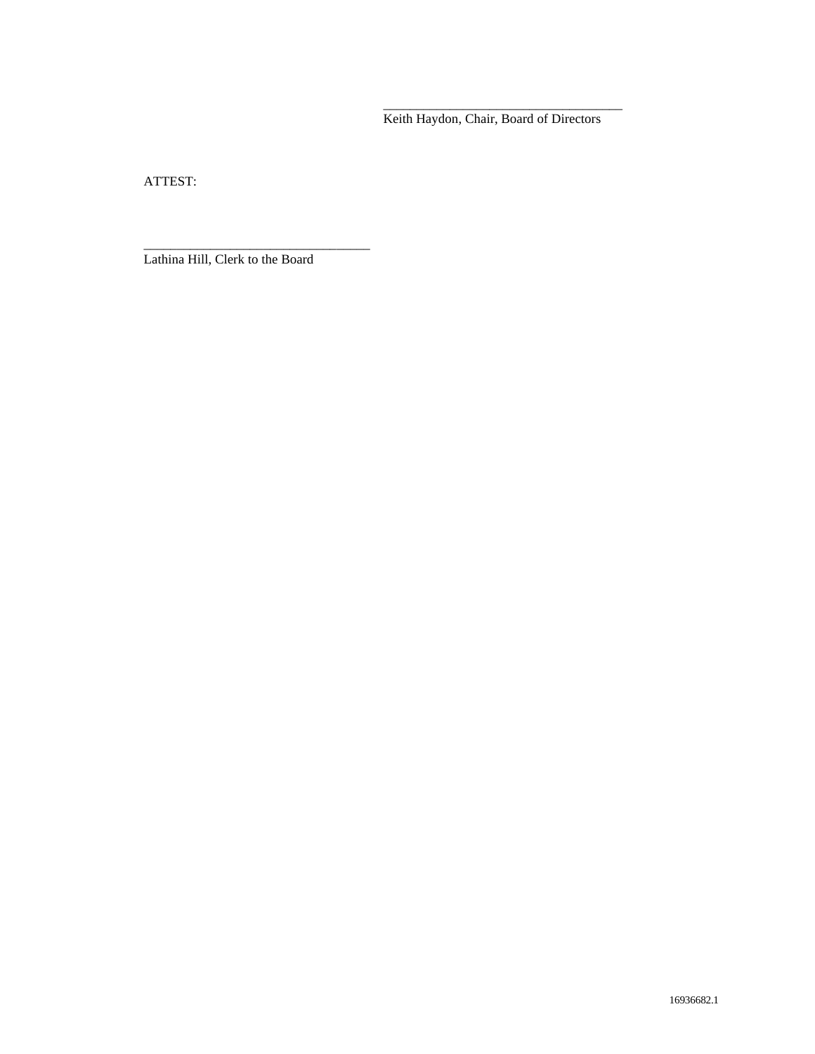\_\_\_\_\_\_\_\_\_\_\_\_\_\_\_\_\_\_\_\_\_\_\_\_\_\_\_\_\_\_\_\_\_\_\_\_

Keith Haydon, Chair, Board of Directors

ATTEST:

\_\_\_\_\_\_\_\_\_\_\_\_\_\_\_\_\_\_\_\_\_\_\_\_\_\_\_\_\_\_\_\_\_\_\_

Lathina Hill, Clerk to the Board

16936682.1